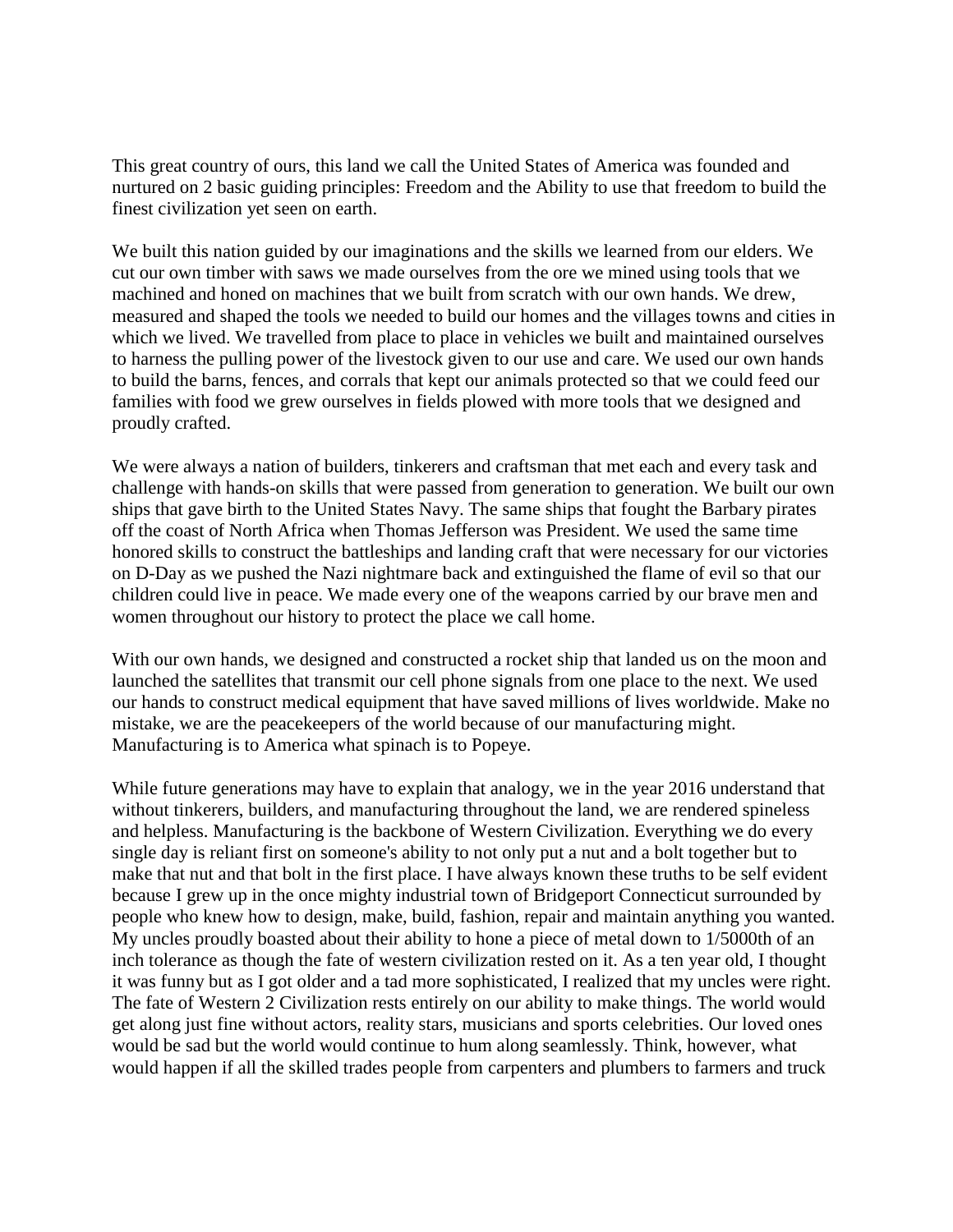This great country of ours, this land we call the United States of America was founded and nurtured on 2 basic guiding principles: Freedom and the Ability to use that freedom to build the finest civilization yet seen on earth.

We built this nation guided by our imaginations and the skills we learned from our elders. We cut our own timber with saws we made ourselves from the ore we mined using tools that we machined and honed on machines that we built from scratch with our own hands. We drew, measured and shaped the tools we needed to build our homes and the villages towns and cities in which we lived. We travelled from place to place in vehicles we built and maintained ourselves to harness the pulling power of the livestock given to our use and care. We used our own hands to build the barns, fences, and corrals that kept our animals protected so that we could feed our families with food we grew ourselves in fields plowed with more tools that we designed and proudly crafted.

We were always a nation of builders, tinkerers and craftsman that met each and every task and challenge with hands-on skills that were passed from generation to generation. We built our own ships that gave birth to the United States Navy. The same ships that fought the Barbary pirates off the coast of North Africa when Thomas Jefferson was President. We used the same time honored skills to construct the battleships and landing craft that were necessary for our victories on D-Day as we pushed the Nazi nightmare back and extinguished the flame of evil so that our children could live in peace. We made every one of the weapons carried by our brave men and women throughout our history to protect the place we call home.

With our own hands, we designed and constructed a rocket ship that landed us on the moon and launched the satellites that transmit our cell phone signals from one place to the next. We used our hands to construct medical equipment that have saved millions of lives worldwide. Make no mistake, we are the peacekeepers of the world because of our manufacturing might. Manufacturing is to America what spinach is to Popeye.

While future generations may have to explain that analogy, we in the year 2016 understand that without tinkerers, builders, and manufacturing throughout the land, we are rendered spineless and helpless. Manufacturing is the backbone of Western Civilization. Everything we do every single day is reliant first on someone's ability to not only put a nut and a bolt together but to make that nut and that bolt in the first place. I have always known these truths to be self evident because I grew up in the once mighty industrial town of Bridgeport Connecticut surrounded by people who knew how to design, make, build, fashion, repair and maintain anything you wanted. My uncles proudly boasted about their ability to hone a piece of metal down to 1/5000th of an inch tolerance as though the fate of western civilization rested on it. As a ten year old, I thought it was funny but as I got older and a tad more sophisticated, I realized that my uncles were right. The fate of Western 2 Civilization rests entirely on our ability to make things. The world would get along just fine without actors, reality stars, musicians and sports celebrities. Our loved ones would be sad but the world would continue to hum along seamlessly. Think, however, what would happen if all the skilled trades people from carpenters and plumbers to farmers and truck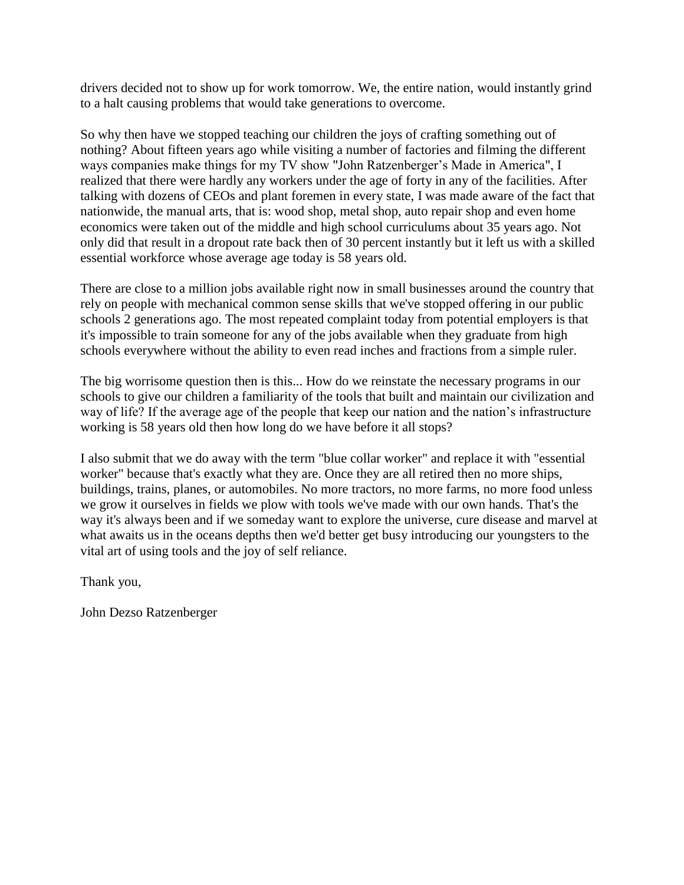drivers decided not to show up for work tomorrow. We, the entire nation, would instantly grind to a halt causing problems that would take generations to overcome.

So why then have we stopped teaching our children the joys of crafting something out of nothing? About fifteen years ago while visiting a number of factories and filming the different ways companies make things for my TV show "John Ratzenberger's Made in America", I realized that there were hardly any workers under the age of forty in any of the facilities. After talking with dozens of CEOs and plant foremen in every state, I was made aware of the fact that nationwide, the manual arts, that is: wood shop, metal shop, auto repair shop and even home economics were taken out of the middle and high school curriculums about 35 years ago. Not only did that result in a dropout rate back then of 30 percent instantly but it left us with a skilled essential workforce whose average age today is 58 years old.

There are close to a million jobs available right now in small businesses around the country that rely on people with mechanical common sense skills that we've stopped offering in our public schools 2 generations ago. The most repeated complaint today from potential employers is that it's impossible to train someone for any of the jobs available when they graduate from high schools everywhere without the ability to even read inches and fractions from a simple ruler.

The big worrisome question then is this... How do we reinstate the necessary programs in our schools to give our children a familiarity of the tools that built and maintain our civilization and way of life? If the average age of the people that keep our nation and the nation's infrastructure working is 58 years old then how long do we have before it all stops?

I also submit that we do away with the term "blue collar worker" and replace it with "essential worker" because that's exactly what they are. Once they are all retired then no more ships, buildings, trains, planes, or automobiles. No more tractors, no more farms, no more food unless we grow it ourselves in fields we plow with tools we've made with our own hands. That's the way it's always been and if we someday want to explore the universe, cure disease and marvel at what awaits us in the oceans depths then we'd better get busy introducing our youngsters to the vital art of using tools and the joy of self reliance.

Thank you,

John Dezso Ratzenberger